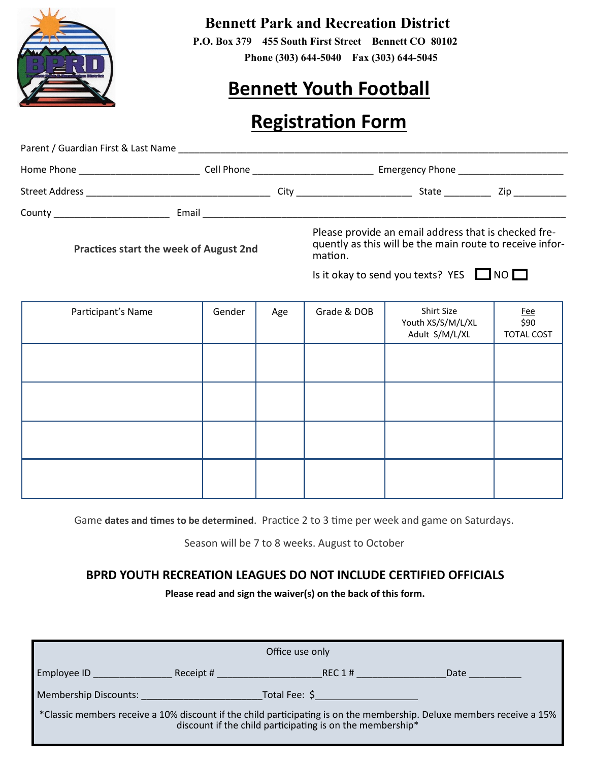# Bennett Park and Recreation District

P.O. Box 379 455 South First Street Bennett CO 80102

Phone (303) 644-5040 Fax (303) 644-5045

## Bennett Youth Football

## Registration Form

Parent / Guardian First & Last Name ______________________________________________________________________________

Home Phone ______________________ Cell Phone ______________________ Emergency Phone ___________________

Street Address _________________________________ City _____________________ State ________ Zip _________

County _____________________ Email ______________________________________________________________________

**Practices start the week of August 2nd**

Please provide an email address that is checked frequently as this will be the main route to receive information.

Is it okay to send you texts? YES ☐ NO ☐

| Participant's Name | Gender | Age | Grade & DOB | Shirt Size Youth XS/S/M/L/XL Adult S/M/L/XL | Fee $90 TOTAL COST |
|---|---|---|---|---|---|
| | | | | | |
| | | | | | |
| | | | | | |
| | | | | | |

Game **dates and times to be determined**. Practice 2 to 3 time per week and game on Saturdays.

Season will be 7 to 8 weeks. August to October

### BPRD YOUTH RECREATION LEAGUES DO NOT INCLUDE CERTIFIED OFFICIALS

**Please read and sign the waiver(s) on the back of this form.**

Office use only

Employee ID ______________ Receipt # ___________________ REC 1 # ________________ Date __________

Membership Discounts: ______________________ Total Fee: $___________________

*Classic members receive a 10% discount if the child participating is on the membership. Deluxe members receive a 15% discount if the child participating is on the membership*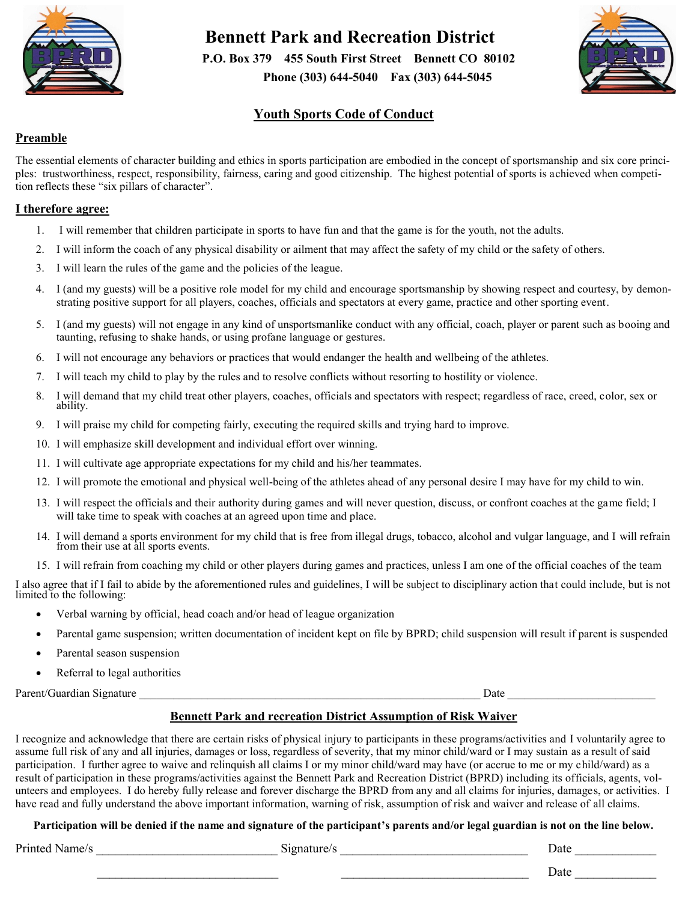# Bennett Park and Recreation District

**P.O. Box 379 455 South First Street Bennett CO 80102**

**Phone (303) 644-5040 Fax (303) 644-5045**

## Youth Sports Code of Conduct

### Preamble

The essential elements of character building and ethics in sports participation are embodied in the concept of sportsmanship and six core principles: trustworthiness, respect, responsibility, fairness, caring and good citizenship. The highest potential of sports is achieved when competition reflects these "six pillars of character".

### I therefore agree:

1. I will remember that children participate in sports to have fun and that the game is for the youth, not the adults.
2. I will inform the coach of any physical disability or ailment that may affect the safety of my child or the safety of others.
3. I will learn the rules of the game and the policies of the league.
4. I (and my guests) will be a positive role model for my child and encourage sportsmanship by showing respect and courtesy, by demonstrating positive support for all players, coaches, officials and spectators at every game, practice and other sporting event.
5. I (and my guests) will not engage in any kind of unsportsmanlike conduct with any official, coach, player or parent such as booing and taunting, refusing to shake hands, or using profane language or gestures.
6. I will not encourage any behaviors or practices that would endanger the health and wellbeing of the athletes.
7. I will teach my child to play by the rules and to resolve conflicts without resorting to hostility or violence.
8. I will demand that my child treat other players, coaches, officials and spectators with respect; regardless of race, creed, color, sex or ability.
9. I will praise my child for competing fairly, executing the required skills and trying hard to improve.
10. I will emphasize skill development and individual effort over winning.
11. I will cultivate age appropriate expectations for my child and his/her teammates.
12. I will promote the emotional and physical well-being of the athletes ahead of any personal desire I may have for my child to win.
13. I will respect the officials and their authority during games and will never question, discuss, or confront coaches at the game field; I will take time to speak with coaches at an agreed upon time and place.
14. I will demand a sports environment for my child that is free from illegal drugs, tobacco, alcohol and vulgar language, and I will refrain from their use at all sports events.
15. I will refrain from coaching my child or other players during games and practices, unless I am one of the official coaches of the team

I also agree that if I fail to abide by the aforementioned rules and guidelines, I will be subject to disciplinary action that could include, but is not limited to the following:

- Verbal warning by official, head coach and/or head of league organization
- Parental game suspension; written documentation of incident kept on file by BPRD; child suspension will result if parent is suspended
- Parental season suspension
- Referral to legal authorities

Parent/Guardian Signature ____________________________________________________________ Date __________________________

## Bennett Park and recreation District Assumption of Risk Waiver

I recognize and acknowledge that there are certain risks of physical injury to participants in these programs/activities and I voluntarily agree to assume full risk of any and all injuries, damages or loss, regardless of severity, that my minor child/ward or I may sustain as a result of said participation. I further agree to waive and relinquish all claims I or my minor child/ward may have (or accrue to me or my child/ward) as a result of participation in these programs/activities against the Bennett Park and Recreation District (BPRD) including its officials, agents, volunteers and employees. I do hereby fully release and forever discharge the BPRD from any and all claims for injuries, damages, or activities. I have read and fully understand the above important information, warning of risk, assumption of risk and waiver and release of all claims.

**Participation will be denied if the name and signature of the participant's parents and/or legal guardian is not on the line below.**

Printed Name/s ______________________________ Signature/s _______________________________ Date _____________

______________________________ _______________________________ Date _____________